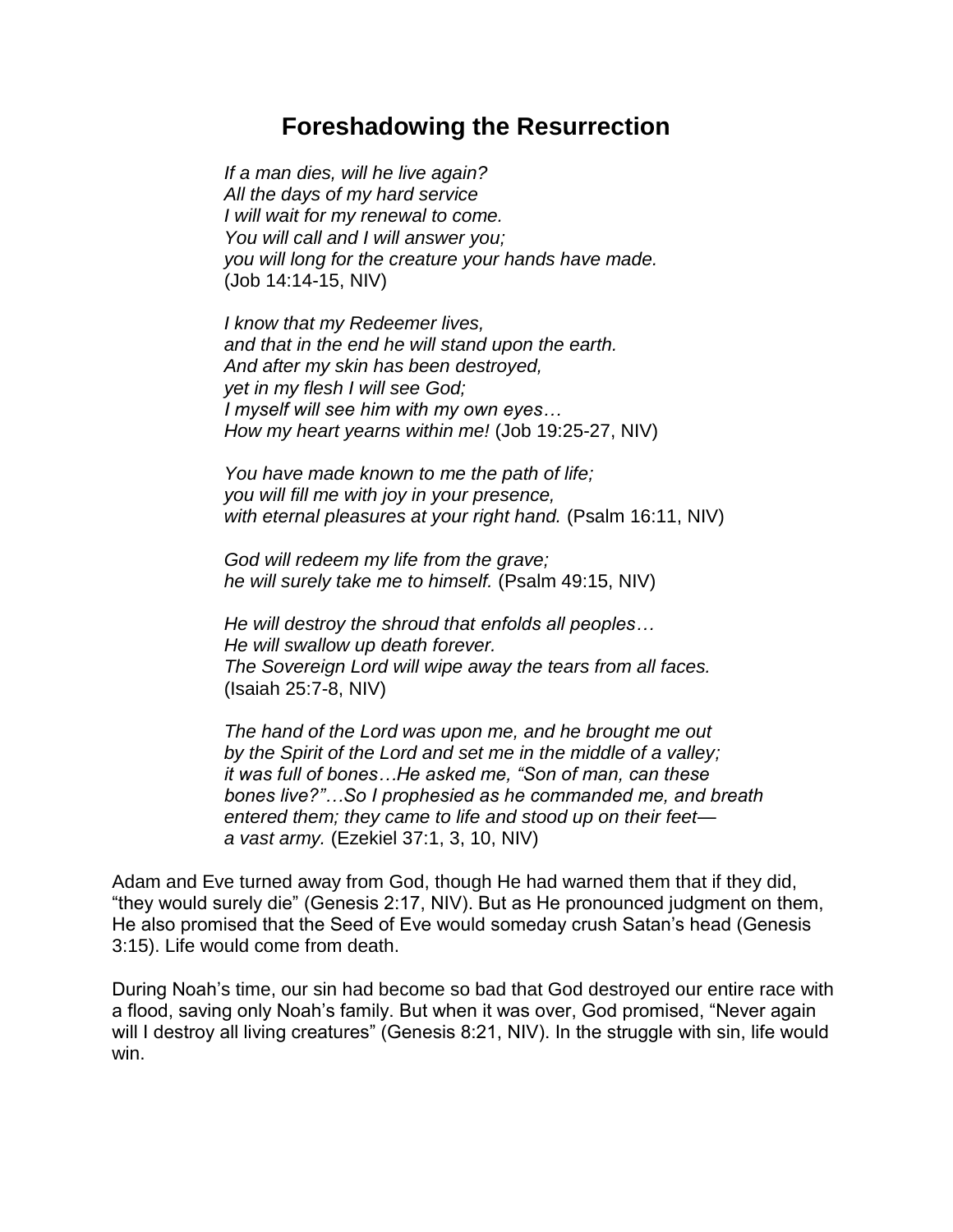# Foreshadowing the Resurrection

*If a man dies, will he live again?*
*All the days of my hard service*
*I will wait for my renewal to come.*
*You will call and I will answer you;*
*you will long for the creature your hands have made.*
(Job 14:14-15, NIV)

*I know that my Redeemer lives,*
*and that in the end he will stand upon the earth.*
*And after my skin has been destroyed,*
*yet in my flesh I will see God;*
*I myself will see him with my own eyes…*
*How my heart yearns within me!* (Job 19:25-27, NIV)

*You have made known to me the path of life;*
*you will fill me with joy in your presence,*
*with eternal pleasures at your right hand.* (Psalm 16:11, NIV)

*God will redeem my life from the grave;*
*he will surely take me to himself.* (Psalm 49:15, NIV)

*He will destroy the shroud that enfolds all peoples…*
*He will swallow up death forever.*
*The Sovereign Lord will wipe away the tears from all faces.*
(Isaiah 25:7-8, NIV)

*The hand of the Lord was upon me, and he brought me out*
*by the Spirit of the Lord and set me in the middle of a valley;*
*it was full of bones…He asked me, "Son of man, can these*
*bones live?"…So I prophesied as he commanded me, and breath*
*entered them; they came to life and stood up on their feet—*
*a vast army.* (Ezekiel 37:1, 3, 10, NIV)

Adam and Eve turned away from God, though He had warned them that if they did, "they would surely die" (Genesis 2:17, NIV). But as He pronounced judgment on them, He also promised that the Seed of Eve would someday crush Satan's head (Genesis 3:15). Life would come from death.

During Noah's time, our sin had become so bad that God destroyed our entire race with a flood, saving only Noah's family. But when it was over, God promised, "Never again will I destroy all living creatures" (Genesis 8:21, NIV). In the struggle with sin, life would win.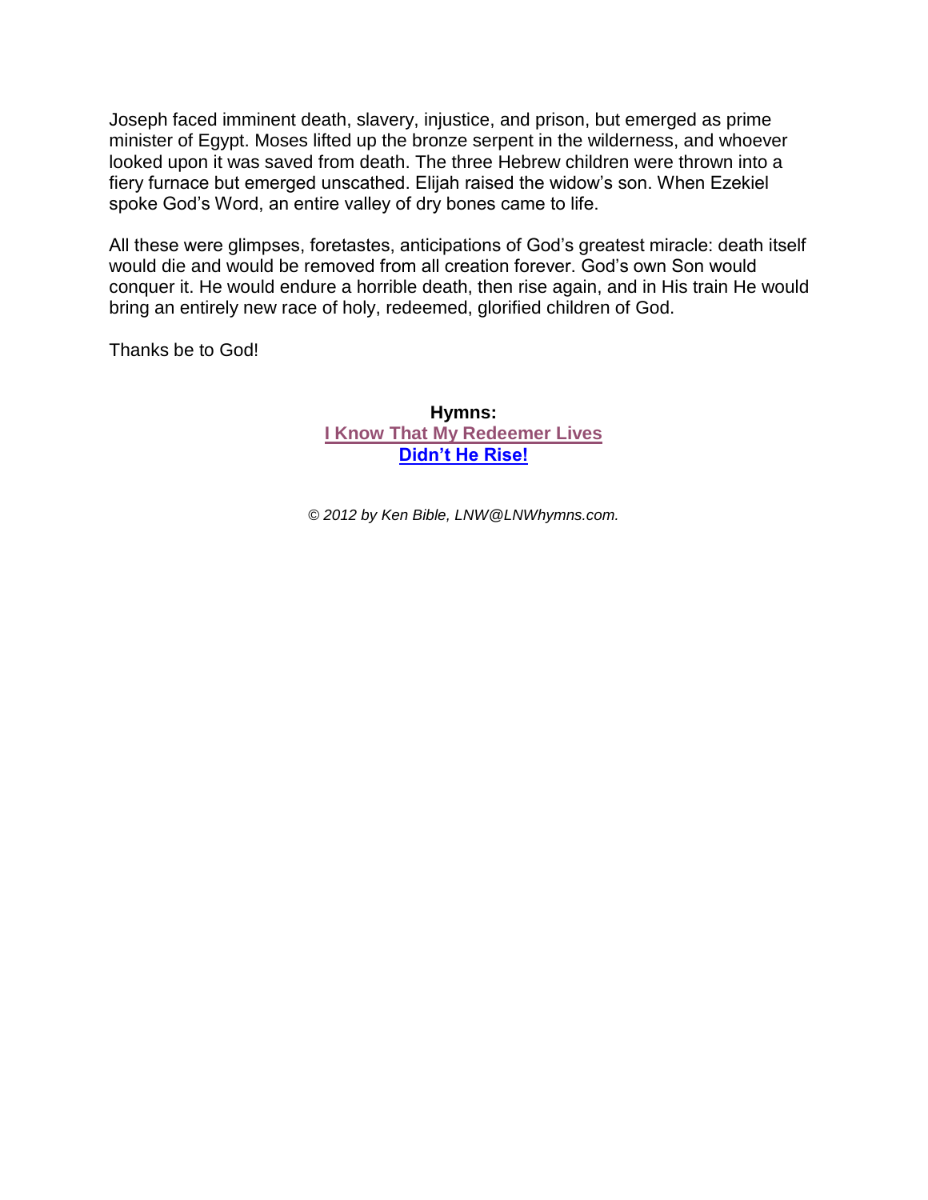Joseph faced imminent death, slavery, injustice, and prison, but emerged as prime minister of Egypt. Moses lifted up the bronze serpent in the wilderness, and whoever looked upon it was saved from death. The three Hebrew children were thrown into a fiery furnace but emerged unscathed. Elijah raised the widow's son. When Ezekiel spoke God's Word, an entire valley of dry bones came to life.

All these were glimpses, foretastes, anticipations of God's greatest miracle: death itself would die and would be removed from all creation forever. God's own Son would conquer it. He would endure a horrible death, then rise again, and in His train He would bring an entirely new race of holy, redeemed, glorified children of God.

Thanks be to God!

**Hymns:**
**I Know That My Redeemer Lives**
**Didn't He Rise!**

*© 2012 by Ken Bible, LNW@LNWhymns.com.*